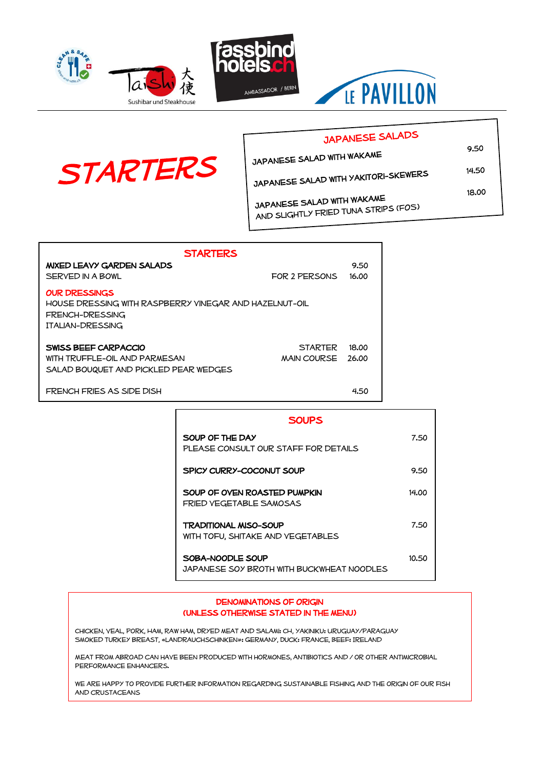Taishi 大使 Sushibar und Steakhouse

fassbind hotels.ch AMBASSADOR / BERN

LE PAVILLON

# STARTERS

## JAPANESE SALADS

| | |
|---|---|
| JAPANESE SALAD WITH WAKAME | 9.50 |
| JAPANESE SALAD WITH YAKITORI-SKEWERS | 14.50 |
| JAPANESE SALAD WITH WAKAME AND SLIGHTLY FRIED TUNA STRIPS (FOS) | 18.00 |

## STARTERS

**MIXED LEAVY GARDEN SALADS** — 9.50
SERVED IN A BOWL — FOR 2 PERSONS 16.00

**OUR DRESSINGS**
HOUSE DRESSING WITH RASPBERRY VINEGAR AND HAZELNUT-OIL
FRENCH-DRESSING
ITALIAN-DRESSING

**SWISS BEEF CARPACCIO** — STARTER 18.00
WITH TRUFFLE-OIL AND PARMESAN — MAIN COURSE 26.00
SALAD BOUQUET AND PICKLED PEAR WEDGES

FRENCH FRIES AS SIDE DISH — 4.50

## SOUPS

**SOUP OF THE DAY** — 7.50
PLEASE CONSULT OUR STAFF FOR DETAILS

**SPICY CURRY-COCONUT SOUP** — 9.50

**SOUP OF OVEN ROASTED PUMPKIN** — 14.00
FRIED VEGETABLE SAMOSAS

**TRADITIONAL MISO-SOUP** — 7.50
WITH TOFU, SHITAKE AND VEGETABLES

**SOBA-NOODLE SOUP** — 10.50
JAPANESE SOY BROTH WITH BUCKWHEAT NOODLES

## DENOMINATIONS OF ORIGIN (UNLESS OTHERWISE STATED IN THE MENU)

CHICKEN, VEAL, PORK, HAM, RAW HAM, DRYED MEAT AND SALAMI: CH, YAKINIKU: URUGUAY/PARAGUAY
SMOKED TURKEY BREAST, «LANDRAUCHSCHINKEN»: GERMANY, DUCK: FRANCE, BEEF: IRELAND

MEAT FROM ABROAD CAN HAVE BEEN PRODUCED WITH HORMONES, ANTIBIOTICS AND / OR OTHER ANTIMICROBIAL PERFORMANCE ENHANCERS.

WE ARE HAPPY TO PROVIDE FURTHER INFORMATION REGARDING SUSTAINABLE FISHING AND THE ORIGIN OF OUR FISH AND CRUSTACEANS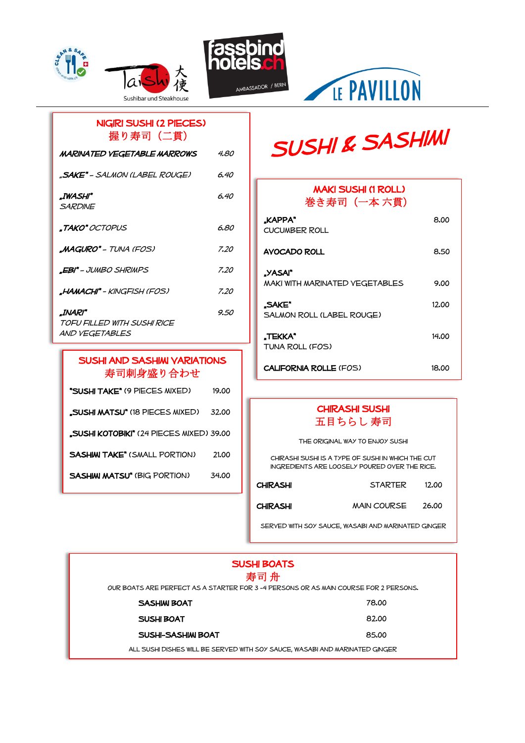Taishi 大使 Sushibar und Steakhouse

fassbind hotels.ch AMBASSADOR / BERN

LE PAVILLON

# SUSHI & SASHIMI

## NIGIRI SUSHI (2 PIECES)
## 握り寿司（二貫）

| | |
|---|---|
| *MARINATED VEGETABLE MARROWS* | *4.80* |
| *„SAKE" – SALMON (LABEL ROUGE)* | *6.40* |
| *„IWASHI"* *SARDINE* | *6.40* |
| *„TAKO" OCTOPUS* | *6.80* |
| *„MAGURO" – TUNA (FOS)* | *7.20* |
| *„EBI" – JUMBO SHRIMPS* | *7.20* |
| *„HAMACHI" – KINGFISH (FOS)* | *7.20* |
| *„INARI"* *TOFU FILLED WITH SUSHI RICE AND VEGETABLES* | *9.50* |

## MAKI SUSHI (1 ROLL)
## 巻き寿司（一本 六貫）

| | |
|---|---|
| **„KAPPA"** CUCUMBER ROLL | 8.00 |
| **AVOCADO ROLL** | 8.50 |
| **„YASAI"** MAKI WITH MARINATED VEGETABLES | 9.00 |
| **„SAKE"** SALMON ROLL (LABEL ROUGE) | 12.00 |
| **„TEKKA"** TUNA ROLL (FOS) | 14.00 |
| **CALIFORNIA ROLLE** (FOS) | 18.00 |

## SUSHI AND SASHIMI VARIATIONS
## 寿司刺身盛り合わせ

| | |
|---|---|
| **"SUSHI TAKE"** (9 PIECES MIXED) | 19.00 |
| **„SUSHI MATSU"** (18 PIECES MIXED) | 32.00 |
| **„SUSHI KOTOBIKI"** (24 PIECES MIXED) | 39.00 |
| **SASHIMI TAKE"** (SMALL PORTION) | 21.00 |
| **SASHIMI MATSU"** (BIG PORTION) | 34.00 |

## CHIRASHI SUSHI
## 五目ちらし寿司

THE ORIGINAL WAY TO ENJOY SUSHI

CHIRASHI SUSHI IS A TYPE OF SUSHI IN WHICH THE CUT INGREDIENTS ARE LOOSELY POURED OVER THE RICE.

| | | |
|---|---|---|
| **CHIRASHI** | STARTER | 12.00 |
| **CHIRASHI** | MAIN COURSE | 26.00 |

SERVED WITH SOY SAUCE, WASABI AND MARINATED GINGER

## SUSHI BOATS
## 寿司 舟

OUR BOATS ARE PERFECT AS A STARTER FOR 3 -4 PERSONS OR AS MAIN COURSE FOR 2 PERSONS.

| | |
|---|---|
| **SASHIMI BOAT** | 78.00 |
| **SUSHI BOAT** | 82.00 |
| **SUSHI-SASHIMI BOAT** | 85.00 |

ALL SUSHI DISHES WILL BE SERVED WITH SOY SAUCE, WASABI AND MARINATED GINGER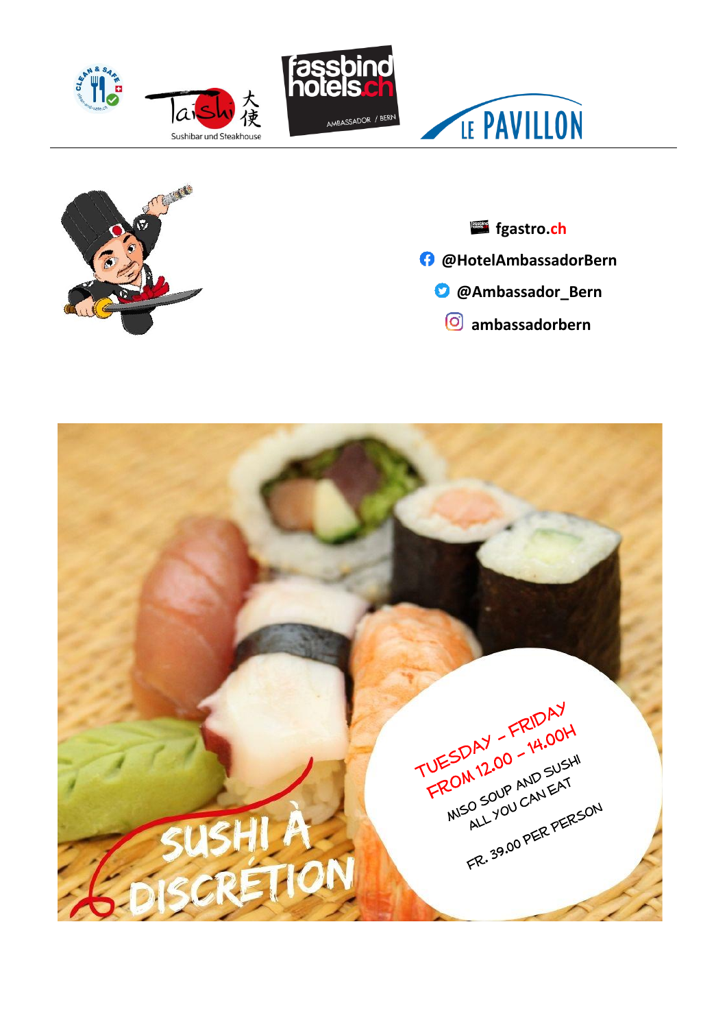Taishi 大使 Sushibar und Steakhouse

fassbind hotels.ch AMBASSADOR / BERN

LE PAVILLON

**fgastro.ch**

**@HotelAmbassadorBern**

**@Ambassador_Bern**

**ambassadorbern**

# SUSHI À DISCRÉTION

TUESDAY – FRIDAY
FROM 12.00 – 14.00H

MISO SOUP AND SUSHI
ALL YOU CAN EAT

FR. 39.00 PER PERSON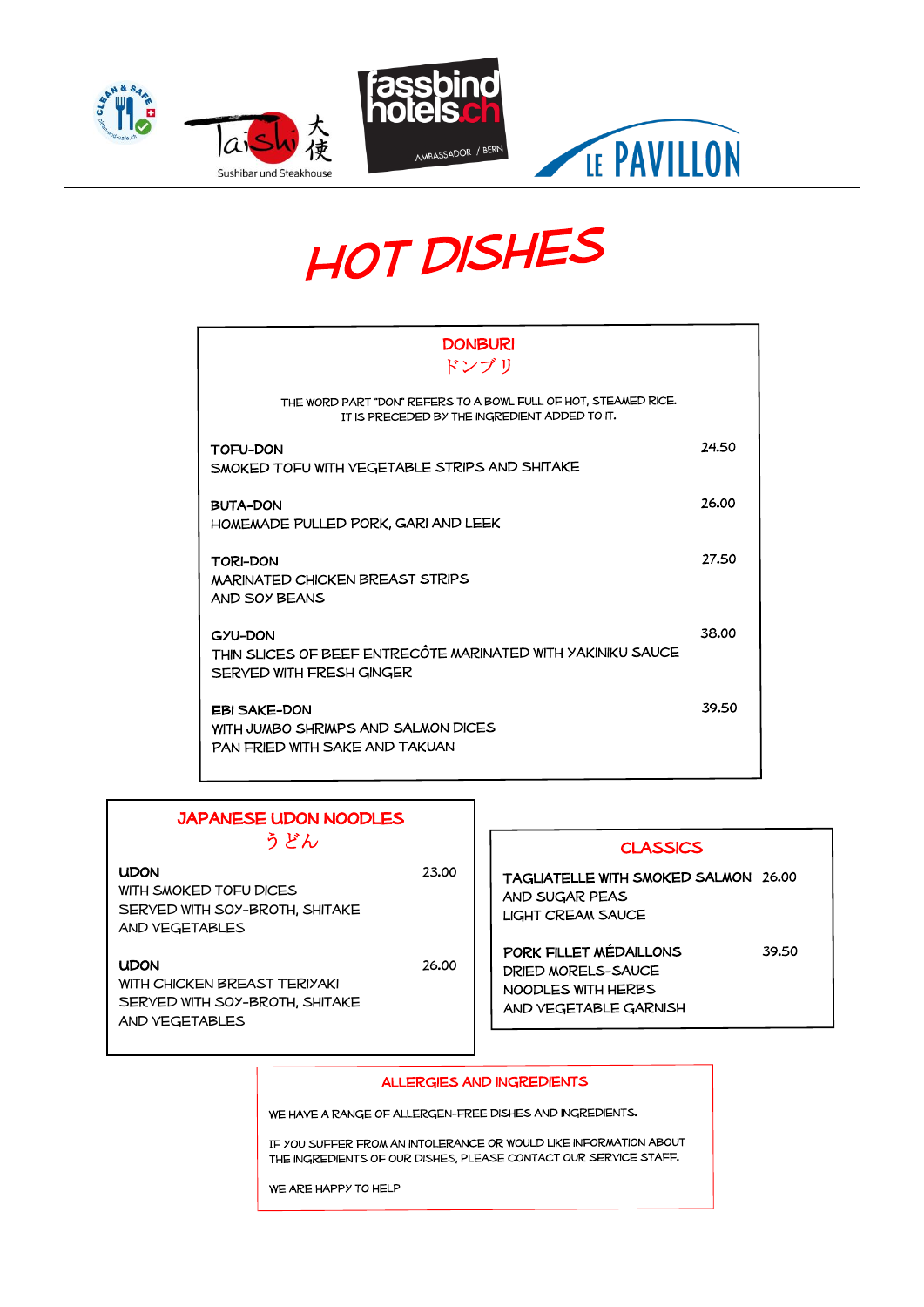# HOT DISHES

## DONBURI
ドンブリ

THE WORD PART "DON" REFERS TO A BOWL FULL OF HOT, STEAMED RICE.
IT IS PRECEDED BY THE INGREDIENT ADDED TO IT.

**TOFU-DON** — 24.50
SMOKED TOFU WITH VEGETABLE STRIPS AND SHITAKE

**BUTA-DON** — 26.00
HOMEMADE PULLED PORK, GARI AND LEEK

**TORI-DON** — 27.50
MARINATED CHICKEN BREAST STRIPS
AND SOY BEANS

**GYU-DON** — 38.00
THIN SLICES OF BEEF ENTRECÔTE MARINATED WITH YAKINIKU SAUCE
SERVED WITH FRESH GINGER

**EBI SAKE-DON** — 39.50
WITH JUMBO SHRIMPS AND SALMON DICES
PAN FRIED WITH SAKE AND TAKUAN

## JAPANESE UDON NOODLES
うどん

**UDON** — 23.00
WITH SMOKED TOFU DICES
SERVED WITH SOY-BROTH, SHITAKE
AND VEGETABLES

**UDON** — 26.00
WITH CHICKEN BREAST TERIYAKI
SERVED WITH SOY-BROTH, SHITAKE
AND VEGETABLES

## CLASSICS

**TAGLIATELLE WITH SMOKED SALMON** — 26.00
AND SUGAR PEAS
LIGHT CREAM SAUCE

**PORK FILLET MÉDAILLONS** — 39.50
DRIED MORELS-SAUCE
NOODLES WITH HERBS
AND VEGETABLE GARNISH

## ALLERGIES AND INGREDIENTS

WE HAVE A RANGE OF ALLERGEN-FREE DISHES AND INGREDIENTS.

IF YOU SUFFER FROM AN INTOLERANCE OR WOULD LIKE INFORMATION ABOUT THE INGREDIENTS OF OUR DISHES, PLEASE CONTACT OUR SERVICE STAFF.

WE ARE HAPPY TO HELP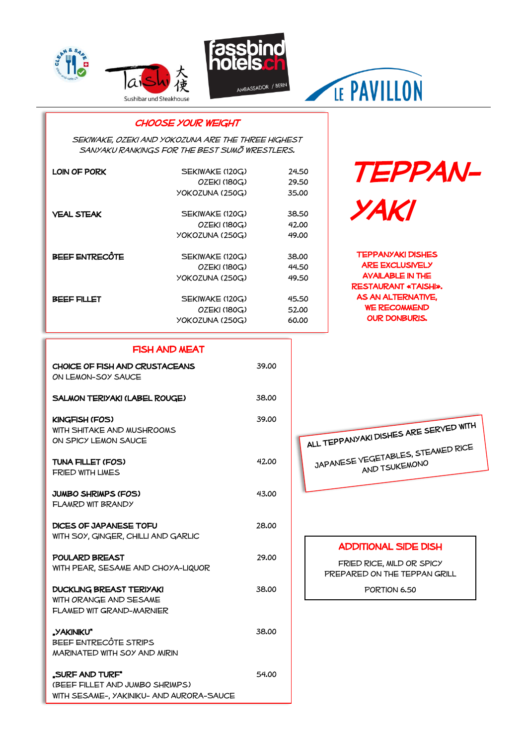Taishi 大使 Sushibar und Steakhouse | fassbind hotels.ch AMBASSADOR / BERN | LE PAVILLON

# TEPPAN-YAKI

TEPPANYAKI DISHES ARE EXCLUSIVELY AVAILABLE IN THE RESTAURANT «TAISHI». AS AN ALTERNATIVE, WE RECOMMEND OUR DONBURIS.

## CHOOSE YOUR WEIGHT

*SEKIWAKE, OZEKI AND YOKOZUNA ARE THE THREE HIGHEST SANYAKU RANKINGS FOR THE BEST SUMŌ WRESTLERS.*

| | | |
|---|---|---|
| LOIN OF PORK | SEKIWAKE (120G) | 24.50 |
| | OZEKI (180G) | 29.50 |
| | YOKOZUNA (250G) | 35.00 |
| VEAL STEAK | SEKIWAKE (120G) | 38.50 |
| | OZEKI (180G) | 42.00 |
| | YOKOZUNA (250G) | 49.00 |
| BEEF ENTRECÔTE | SEKIWAKE (120G) | 38.00 |
| | OZEKI (180G) | 44.50 |
| | YOKOZUNA (250G) | 49.50 |
| BEEF FILLET | SEKIWAKE (120G) | 45.50 |
| | OZEKI (180G) | 52.00 |
| | YOKOZUNA (250G) | 60.00 |

## FISH AND MEAT

**CHOICE OF FISH AND CRUSTACEANS** — 39.00
ON LEMON-SOY SAUCE

**SALMON TERIYAKI (LABEL ROUGE)** — 38.00

**KINGFISH (FOS)** — 39.00
WITH SHITAKE AND MUSHROOMS
ON SPICY LEMON SAUCE

**TUNA FILLET (FOS)** — 42.00
FRIED WITH LIMES

**JUMBO SHRIMPS (FOS)** — 43.00
FLAMRD WIT BRANDY

**DICES OF JAPANESE TOFU** — 28.00
WITH SOY, GINGER, CHILLI AND GARLIC

**POULARD BREAST** — 29.00
WITH PEAR, SESAME AND CHOYA-LIQUOR

**DUCKLING BREAST TERIYAKI** — 38.00
WITH ORANGE AND SESAME
FLAMED WIT GRAND-MARNIER

**„YAKINIKU"** — 38.00
BEEF ENTRECÔTE STRIPS
MARINATED WITH SOY AND MIRIN

**„SURF AND TURF"** — 54.00
(BEEF FILLET AND JUMBO SHRIMPS)
WITH SESAME-, YAKINIKU- AND AURORA-SAUCE

ALL TEPPANYAKI DISHES ARE SERVED WITH JAPANESE VEGETABLES, STEAMED RICE AND TSUKEMONO

## ADDITIONAL SIDE DISH

FRIED RICE, MILD OR SPICY
PREPARED ON THE TEPPAN GRILL

PORTION 6.50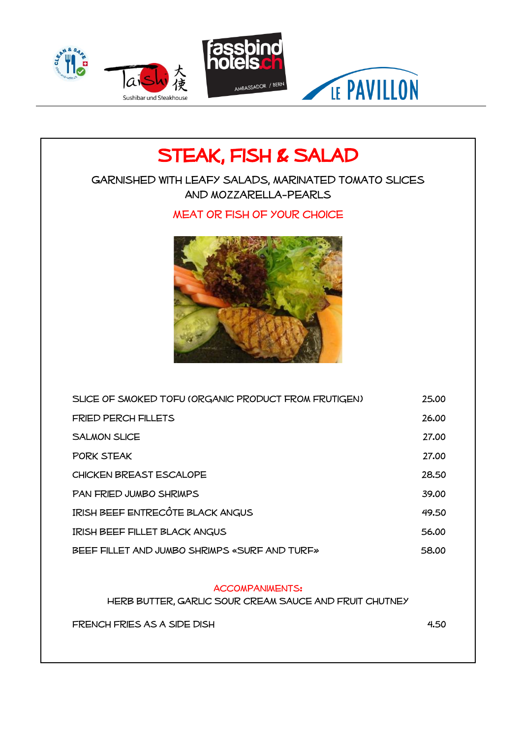# STEAK, FISH & SALAD

GARNISHED WITH LEAFY SALADS, MARINATED TOMATO SLICES AND MOZZARELLA-PEARLS

MEAT OR FISH OF YOUR CHOICE

| | |
|---|---|
| SLICE OF SMOKED TOFU (ORGANIC PRODUCT FROM FRUTIGEN) | 25.00 |
| FRIED PERCH FILLETS | 26.00 |
| SALMON SLICE | 27.00 |
| PORK STEAK | 27.00 |
| CHICKEN BREAST ESCALOPE | 28.50 |
| PAN FRIED JUMBO SHRIMPS | 39.00 |
| IRISH BEEF ENTRECÔTE BLACK ANGUS | 49.50 |
| IRISH BEEF FILLET BLACK ANGUS | 56.00 |
| BEEF FILLET AND JUMBO SHRIMPS «SURF AND TURF» | 58.00 |

ACCOMPANIMENTS:

HERB BUTTER, GARLIC SOUR CREAM SAUCE AND FRUIT CHUTNEY

| | |
|---|---|
| FRENCH FRIES AS A SIDE DISH | 4.50 |